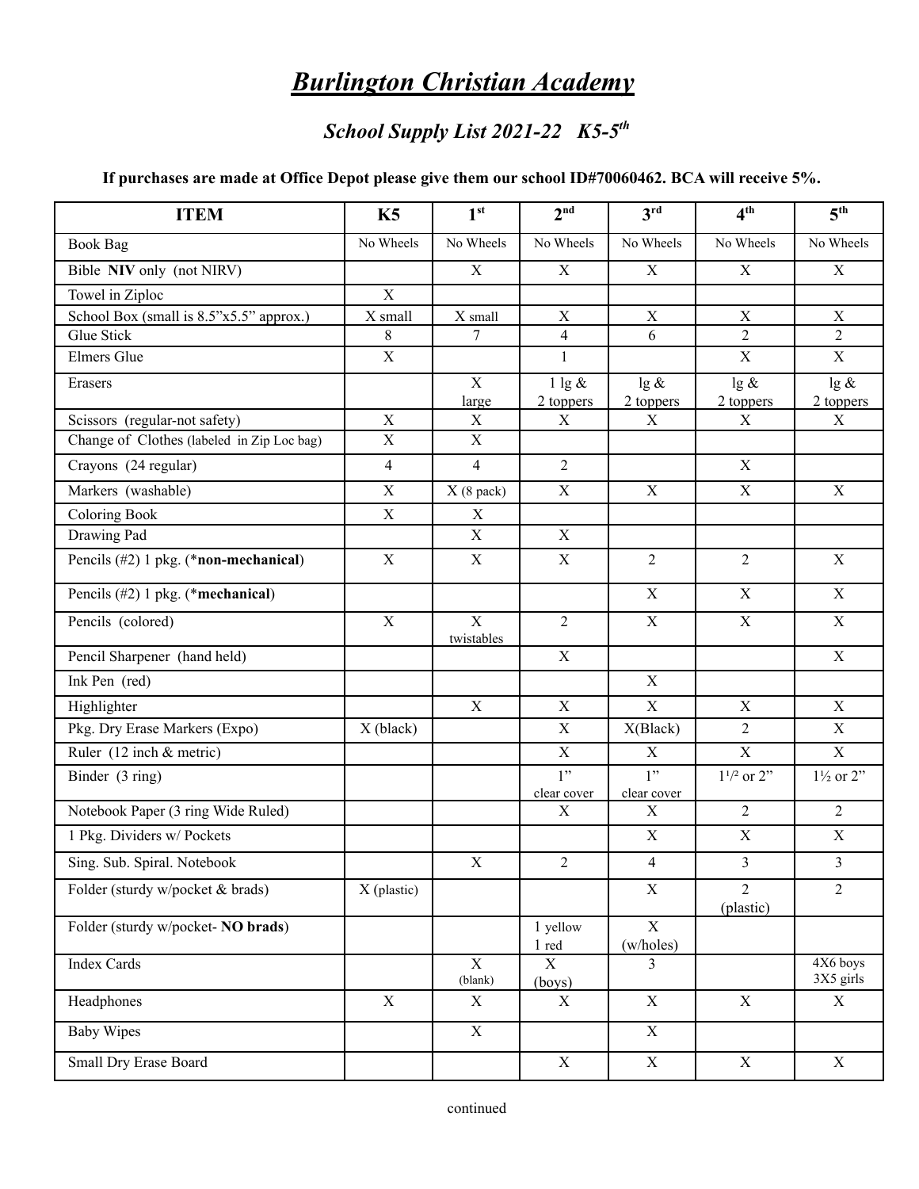# *Burlington Christian Academy*

## *School Supply List 2021-22 K5-5th*

**If purchases are made at Office Depot please give them our school ID#70060462. BCA will receive 5%.**

| ITEM | K5 | 1st | 2nd | 3rd | 4th | 5th |
|---|---|---|---|---|---|---|
| Book Bag | No Wheels | No Wheels | No Wheels | No Wheels | No Wheels | No Wheels |
| Bible **NIV** only (not NIRV) | | X | X | X | X | X |
| Towel in Ziploc | X | | | | | |
| School Box (small is 8.5"x5.5" approx.) | X small | X small | X | X | X | X |
| Glue Stick | 8 | 7 | 4 | 6 | 2 | 2 |
| Elmers Glue | X | | 1 | | X | X |
| Erasers | | X large | 1 lg & 2 toppers | lg & 2 toppers | lg & 2 toppers | lg & 2 toppers |
| Scissors (regular-not safety) | X | X | X | X | X | X |
| Change of Clothes (labeled in Zip Loc bag) | X | X | | | | |
| Crayons (24 regular) | 4 | 4 | 2 | | X | |
| Markers (washable) | X | X (8 pack) | X | X | X | X |
| Coloring Book | X | X | | | | |
| Drawing Pad | | X | X | | | |
| Pencils (#2) 1 pkg. (***non-mechanical**) | X | X | X | 2 | 2 | X |
| Pencils (#2) 1 pkg. (***mechanical**) | | | | X | X | X |
| Pencils (colored) | X | X twistables | 2 | X | X | X |
| Pencil Sharpener (hand held) | | | X | | | X |
| Ink Pen (red) | | | | X | | |
| Highlighter | | X | X | X | X | X |
| Pkg. Dry Erase Markers (Expo) | X (black) | | X | X(Black) | 2 | X |
| Ruler (12 inch & metric) | | | X | X | X | X |
| Binder (3 ring) | | | 1" clear cover | 1" clear cover | 1½ or 2" | 1½ or 2" |
| Notebook Paper (3 ring Wide Ruled) | | | X | X | 2 | 2 |
| 1 Pkg. Dividers w/ Pockets | | | | X | X | X |
| Sing. Sub. Spiral. Notebook | | X | 2 | 4 | 3 | 3 |
| Folder (sturdy w/pocket & brads) | X (plastic) | | | X | 2 (plastic) | 2 |
| Folder (sturdy w/pocket- **NO brads**) | | | 1 yellow 1 red | X (w/holes) | | |
| Index Cards | | X (blank) | X (boys) | 3 | | 4X6 boys 3X5 girls |
| Headphones | X | X | X | X | X | X |
| Baby Wipes | | X | | X | | |
| Small Dry Erase Board | | | X | X | X | X |

continued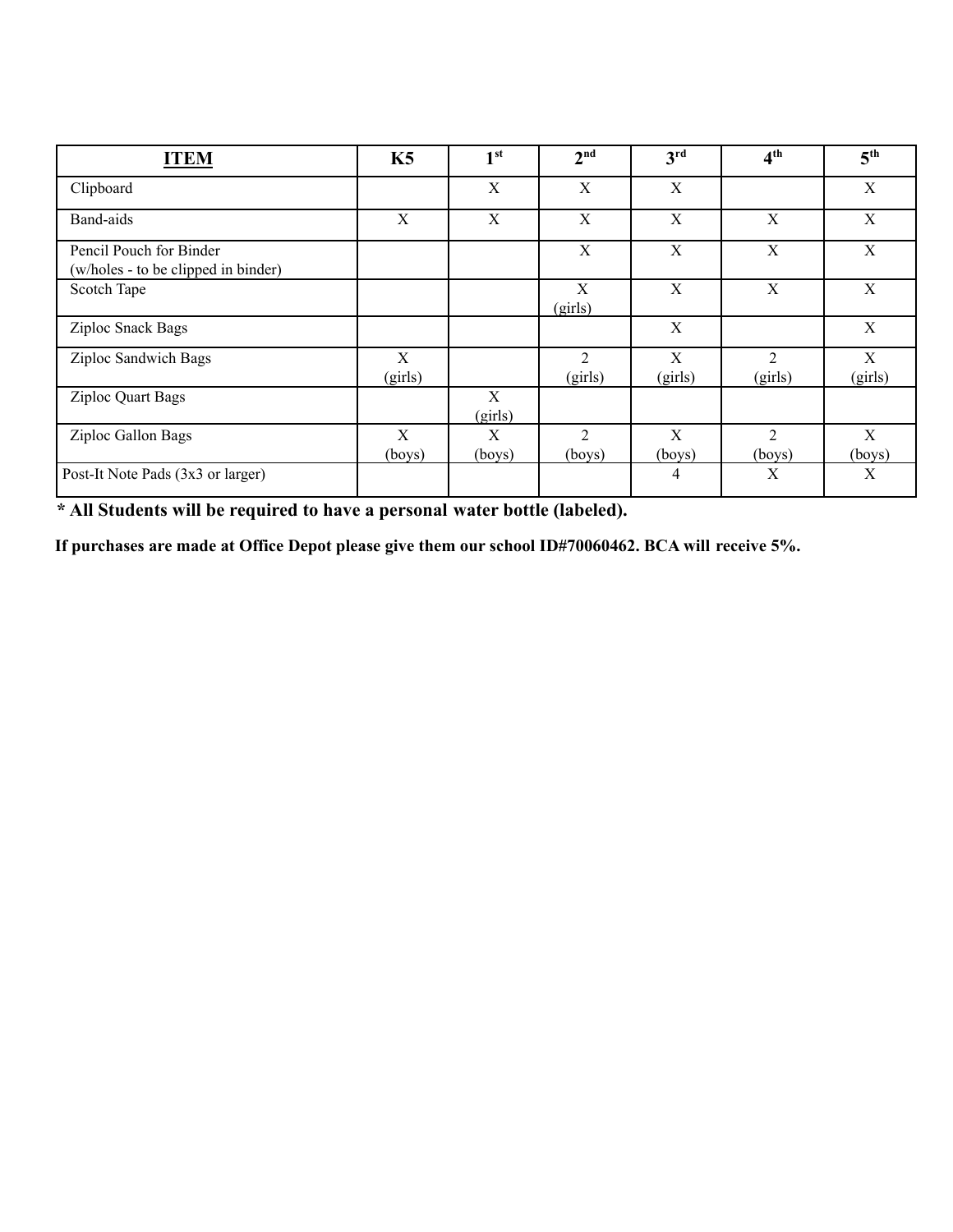| **ITEM** | **K5** | **1st** | **2nd** | **3rd** | **4th** | **5th** |
|---|---|---|---|---|---|---|
| Clipboard | | X | X | X | | X |
| Band-aids | X | X | X | X | X | X |
| Pencil Pouch for Binder (w/holes - to be clipped in binder) | | | X | X | X | X |
| Scotch Tape | | | X (girls) | X | X | X |
| Ziploc Snack Bags | | | | X | | X |
| Ziploc Sandwich Bags | X (girls) | | 2 (girls) | X (girls) | 2 (girls) | X (girls) |
| Ziploc Quart Bags | | X (girls) | | | | |
| Ziploc Gallon Bags | X (boys) | X (boys) | 2 (boys) | X (boys) | 2 (boys) | X (boys) |
| Post-It Note Pads (3x3 or larger) | | | | 4 | X | X |

**\* All Students will be required to have a personal water bottle (labeled).**

**If purchases are made at Office Depot please give them our school ID#70060462. BCA will receive 5%.**